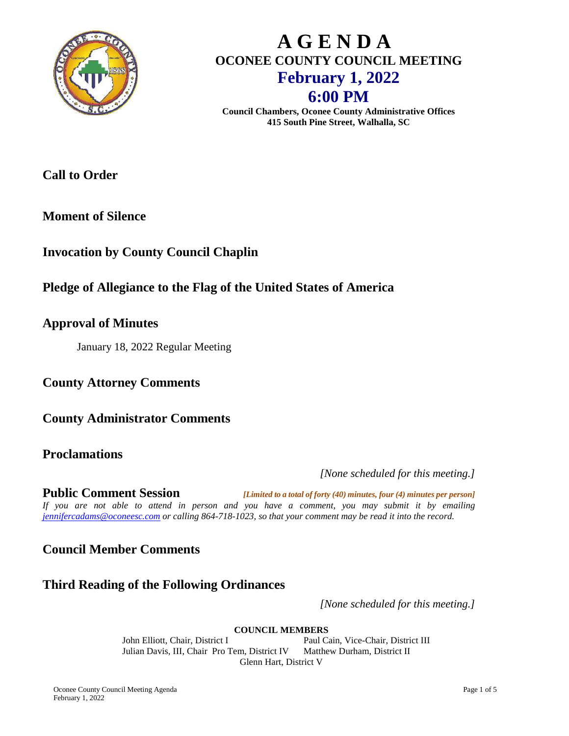# A G E N D A

## OCONEE COUNTY COUNCIL MEETING

## February 1, 2022

## 6:00 PM

**Council Chambers, Oconee County Administrative Offices**
**415 South Pine Street, Walhalla, SC**

## Call to Order

## Moment of Silence

## Invocation by County Council Chaplin

## Pledge of Allegiance to the Flag of the United States of America

## Approval of Minutes

January 18, 2022 Regular Meeting

## County Attorney Comments

## County Administrator Comments

## Proclamations

*[None scheduled for this meeting.]*

## Public Comment Session

***[Limited to a total of forty (40) minutes, four (4) minutes per person]***

*If you are not able to attend in person and you have a comment, you may submit it by emailing jennifercadams@oconeesc.com or calling 864-718-1023, so that your comment may be read it into the record.*

## Council Member Comments

## Third Reading of the Following Ordinances

*[None scheduled for this meeting.]*

**COUNCIL MEMBERS**

John Elliott, Chair, District I
Paul Cain, Vice-Chair, District III
Julian Davis, III, Chair Pro Tem, District IV
Matthew Durham, District II
Glenn Hart, District V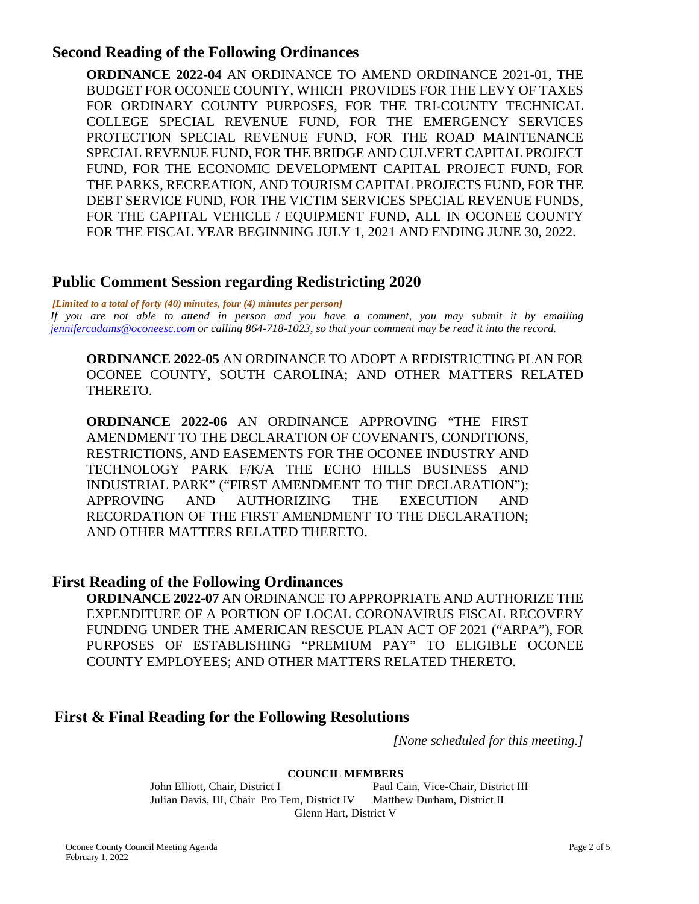## Second Reading of the Following Ordinances

**ORDINANCE 2022-04** AN ORDINANCE TO AMEND ORDINANCE 2021-01, THE BUDGET FOR OCONEE COUNTY, WHICH PROVIDES FOR THE LEVY OF TAXES FOR ORDINARY COUNTY PURPOSES, FOR THE TRI-COUNTY TECHNICAL COLLEGE SPECIAL REVENUE FUND, FOR THE EMERGENCY SERVICES PROTECTION SPECIAL REVENUE FUND, FOR THE ROAD MAINTENANCE SPECIAL REVENUE FUND, FOR THE BRIDGE AND CULVERT CAPITAL PROJECT FUND, FOR THE ECONOMIC DEVELOPMENT CAPITAL PROJECT FUND, FOR THE PARKS, RECREATION, AND TOURISM CAPITAL PROJECTS FUND, FOR THE DEBT SERVICE FUND, FOR THE VICTIM SERVICES SPECIAL REVENUE FUNDS, FOR THE CAPITAL VEHICLE / EQUIPMENT FUND, ALL IN OCONEE COUNTY FOR THE FISCAL YEAR BEGINNING JULY 1, 2021 AND ENDING JUNE 30, 2022.

## Public Comment Session regarding Redistricting 2020

***[Limited to a total of forty (40) minutes, four (4) minutes per person]***

*If you are not able to attend in person and you have a comment, you may submit it by emailing jennifercadams@oconeesc.com or calling 864-718-1023, so that your comment may be read it into the record.*

**ORDINANCE 2022-05** AN ORDINANCE TO ADOPT A REDISTRICTING PLAN FOR OCONEE COUNTY, SOUTH CAROLINA; AND OTHER MATTERS RELATED THERETO.

**ORDINANCE 2022-06** AN ORDINANCE APPROVING "THE FIRST AMENDMENT TO THE DECLARATION OF COVENANTS, CONDITIONS, RESTRICTIONS, AND EASEMENTS FOR THE OCONEE INDUSTRY AND TECHNOLOGY PARK F/K/A THE ECHO HILLS BUSINESS AND INDUSTRIAL PARK" ("FIRST AMENDMENT TO THE DECLARATION"); APPROVING AND AUTHORIZING THE EXECUTION AND RECORDATION OF THE FIRST AMENDMENT TO THE DECLARATION; AND OTHER MATTERS RELATED THERETO.

## First Reading of the Following Ordinances

**ORDINANCE 2022-07** AN ORDINANCE TO APPROPRIATE AND AUTHORIZE THE EXPENDITURE OF A PORTION OF LOCAL CORONAVIRUS FISCAL RECOVERY FUNDING UNDER THE AMERICAN RESCUE PLAN ACT OF 2021 ("ARPA"), FOR PURPOSES OF ESTABLISHING "PREMIUM PAY" TO ELIGIBLE OCONEE COUNTY EMPLOYEES; AND OTHER MATTERS RELATED THERETO.

## First & Final Reading for the Following Resolutions

*[None scheduled for this meeting.]*

**COUNCIL MEMBERS**

John Elliott, Chair, District I
Paul Cain, Vice-Chair, District III
Julian Davis, III, Chair Pro Tem, District IV
Matthew Durham, District II
Glenn Hart, District V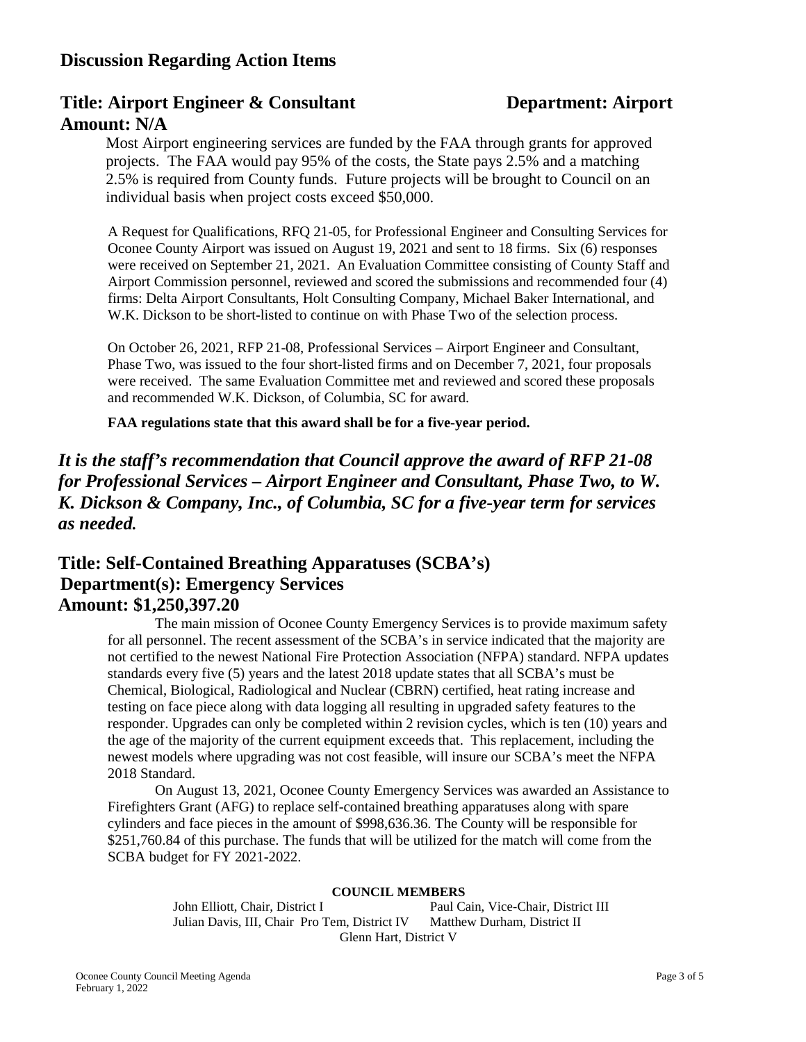## Discussion Regarding Action Items

### Title: Airport Engineer & Consultant — Department: Airport

### Amount: N/A

Most Airport engineering services are funded by the FAA through grants for approved projects. The FAA would pay 95% of the costs, the State pays 2.5% and a matching 2.5% is required from County funds. Future projects will be brought to Council on an individual basis when project costs exceed $50,000.

A Request for Qualifications, RFQ 21-05, for Professional Engineer and Consulting Services for Oconee County Airport was issued on August 19, 2021 and sent to 18 firms. Six (6) responses were received on September 21, 2021. An Evaluation Committee consisting of County Staff and Airport Commission personnel, reviewed and scored the submissions and recommended four (4) firms: Delta Airport Consultants, Holt Consulting Company, Michael Baker International, and W.K. Dickson to be short-listed to continue on with Phase Two of the selection process.

On October 26, 2021, RFP 21-08, Professional Services – Airport Engineer and Consultant, Phase Two, was issued to the four short-listed firms and on December 7, 2021, four proposals were received. The same Evaluation Committee met and reviewed and scored these proposals and recommended W.K. Dickson, of Columbia, SC for award.

**FAA regulations state that this award shall be for a five-year period.**

***It is the staff's recommendation that Council approve the award of RFP 21-08 for Professional Services – Airport Engineer and Consultant, Phase Two, to W. K. Dickson & Company, Inc., of Columbia, SC for a five-year term for services as needed.***

### Title: Self-Contained Breathing Apparatuses (SCBA's)

### Department(s): Emergency Services

### Amount: $1,250,397.20

The main mission of Oconee County Emergency Services is to provide maximum safety for all personnel. The recent assessment of the SCBA's in service indicated that the majority are not certified to the newest National Fire Protection Association (NFPA) standard. NFPA updates standards every five (5) years and the latest 2018 update states that all SCBA's must be Chemical, Biological, Radiological and Nuclear (CBRN) certified, heat rating increase and testing on face piece along with data logging all resulting in upgraded safety features to the responder. Upgrades can only be completed within 2 revision cycles, which is ten (10) years and the age of the majority of the current equipment exceeds that. This replacement, including the newest models where upgrading was not cost feasible, will insure our SCBA's meet the NFPA 2018 Standard.

On August 13, 2021, Oconee County Emergency Services was awarded an Assistance to Firefighters Grant (AFG) to replace self-contained breathing apparatuses along with spare cylinders and face pieces in the amount of $998,636.36. The County will be responsible for $251,760.84 of this purchase. The funds that will be utilized for the match will come from the SCBA budget for FY 2021-2022.

**COUNCIL MEMBERS**

John Elliott, Chair, District I — Paul Cain, Vice-Chair, District III
Julian Davis, III, Chair Pro Tem, District IV — Matthew Durham, District II
Glenn Hart, District V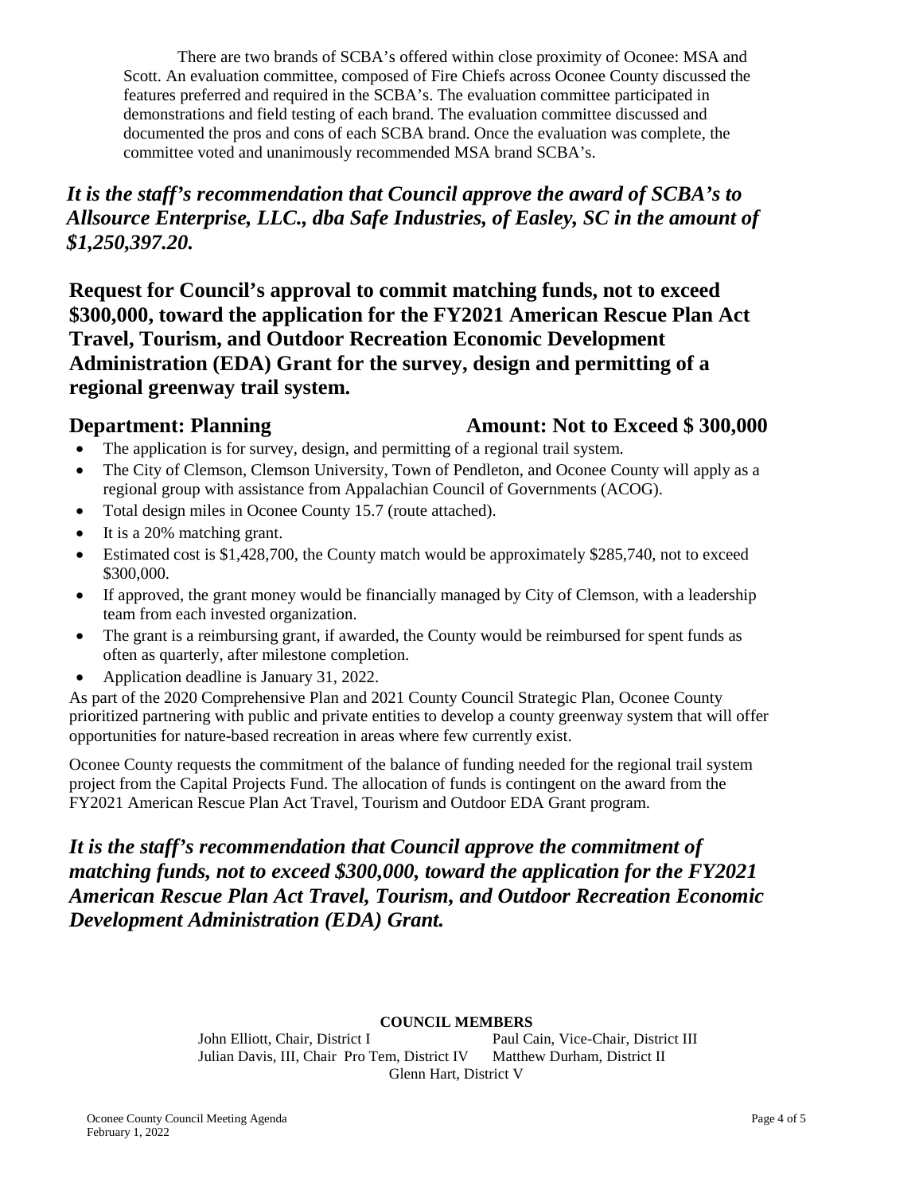There are two brands of SCBA's offered within close proximity of Oconee: MSA and Scott. An evaluation committee, composed of Fire Chiefs across Oconee County discussed the features preferred and required in the SCBA's. The evaluation committee participated in demonstrations and field testing of each brand. The evaluation committee discussed and documented the pros and cons of each SCBA brand. Once the evaluation was complete, the committee voted and unanimously recommended MSA brand SCBA's.

***It is the staff's recommendation that Council approve the award of SCBA's to Allsource Enterprise, LLC., dba Safe Industries, of Easley, SC in the amount of $1,250,397.20.***

**Request for Council's approval to commit matching funds, not to exceed $300,000, toward the application for the FY2021 American Rescue Plan Act Travel, Tourism, and Outdoor Recreation Economic Development Administration (EDA) Grant for the survey, design and permitting of a regional greenway trail system.**

**Department: Planning** **Amount: Not to Exceed $ 300,000**

- The application is for survey, design, and permitting of a regional trail system.
- The City of Clemson, Clemson University, Town of Pendleton, and Oconee County will apply as a regional group with assistance from Appalachian Council of Governments (ACOG).
- Total design miles in Oconee County 15.7 (route attached).
- It is a 20% matching grant.
- Estimated cost is $1,428,700, the County match would be approximately $285,740, not to exceed $300,000.
- If approved, the grant money would be financially managed by City of Clemson, with a leadership team from each invested organization.
- The grant is a reimbursing grant, if awarded, the County would be reimbursed for spent funds as often as quarterly, after milestone completion.
- Application deadline is January 31, 2022.

As part of the 2020 Comprehensive Plan and 2021 County Council Strategic Plan, Oconee County prioritized partnering with public and private entities to develop a county greenway system that will offer opportunities for nature-based recreation in areas where few currently exist.

Oconee County requests the commitment of the balance of funding needed for the regional trail system project from the Capital Projects Fund. The allocation of funds is contingent on the award from the FY2021 American Rescue Plan Act Travel, Tourism and Outdoor EDA Grant program.

***It is the staff's recommendation that Council approve the commitment of matching funds, not to exceed $300,000, toward the application for the FY2021 American Rescue Plan Act Travel, Tourism, and Outdoor Recreation Economic Development Administration (EDA) Grant.***

**COUNCIL MEMBERS**

John Elliott, Chair, District I
Paul Cain, Vice-Chair, District III
Julian Davis, III, Chair Pro Tem, District IV
Matthew Durham, District II
Glenn Hart, District V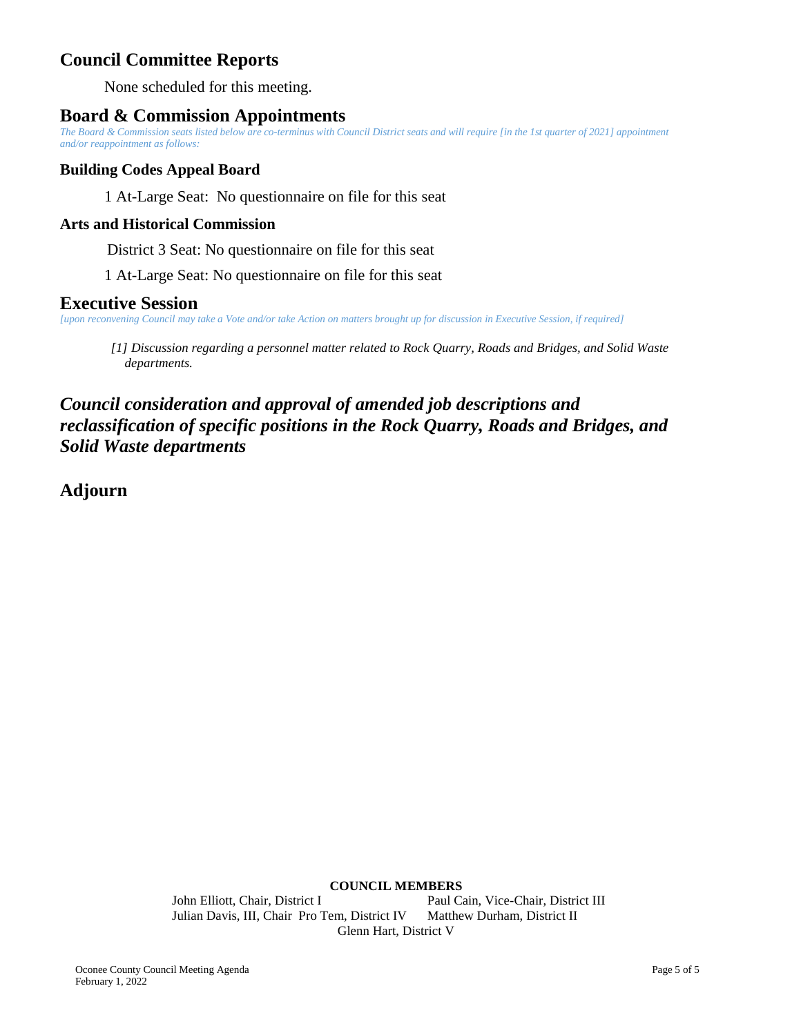## Council Committee Reports

None scheduled for this meeting.

## Board & Commission Appointments

*The Board & Commission seats listed below are co-terminus with Council District seats and will require [in the 1st quarter of 2021] appointment and/or reappointment as follows:*

### Building Codes Appeal Board

1 At-Large Seat: No questionnaire on file for this seat

### Arts and Historical Commission

District 3 Seat: No questionnaire on file for this seat

1 At-Large Seat: No questionnaire on file for this seat

## Executive Session

*[upon reconvening Council may take a Vote and/or take Action on matters brought up for discussion in Executive Session, if required]*

*[1] Discussion regarding a personnel matter related to Rock Quarry, Roads and Bridges, and Solid Waste departments.*

## *Council consideration and approval of amended job descriptions and reclassification of specific positions in the Rock Quarry, Roads and Bridges, and Solid Waste departments*

## Adjourn

**COUNCIL MEMBERS**

John Elliott, Chair, District I
Paul Cain, Vice-Chair, District III
Julian Davis, III, Chair Pro Tem, District IV
Matthew Durham, District II
Glenn Hart, District V